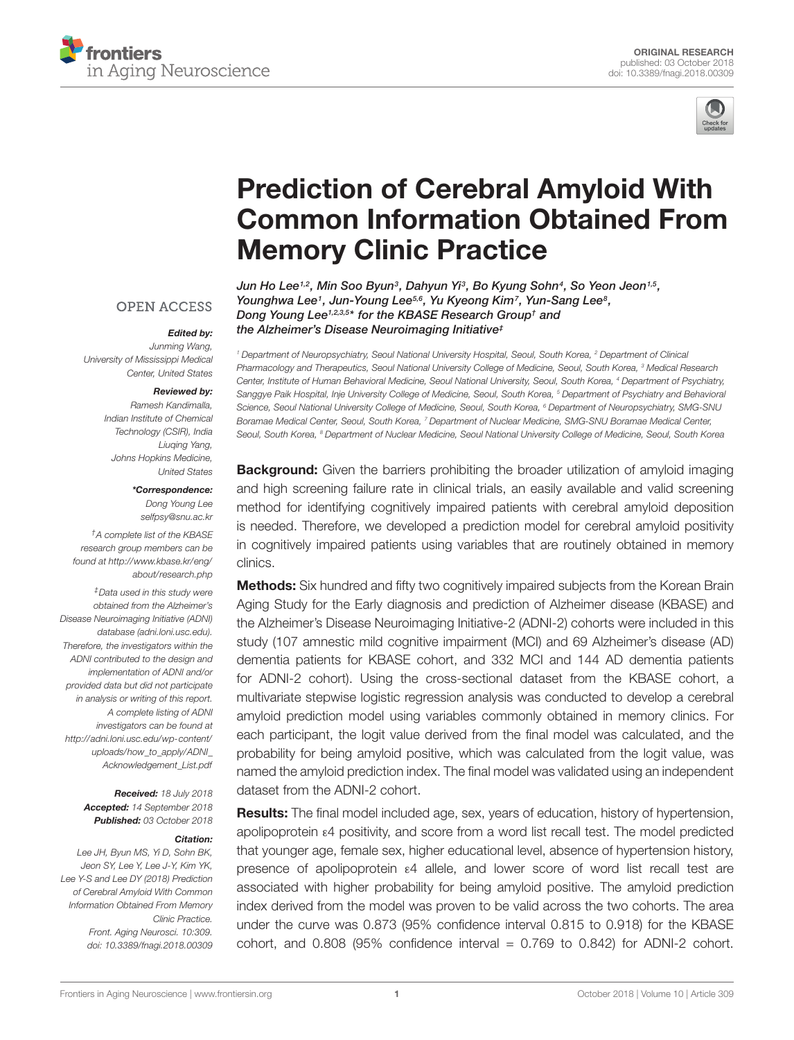ORIGINAL RESEARCH
published: 03 October 2018
doi: 10.3389/fnagi.2018.00309

# Prediction of Cerebral Amyloid With Common Information Obtained From Memory Clinic Practice

*Jun Ho Lee[1,2], Min Soo Byun[3], Dahyun Yi[3], Bo Kyung Sohn[4], So Yeon Jeon[1,5], Younghwa Lee[1], Jun-Young Lee[5,6], Yu Kyeong Kim[7], Yun-Sang Lee[8], Dong Young Lee[1,2,3,5]* for the KBASE Research Group† and the Alzheimer's Disease Neuroimaging Initiative‡*

[1] Department of Neuropsychiatry, Seoul National University Hospital, Seoul, South Korea, [2] Department of Clinical Pharmacology and Therapeutics, Seoul National University College of Medicine, Seoul, South Korea, [3] Medical Research Center, Institute of Human Behavioral Medicine, Seoul National University, Seoul, South Korea, [4] Department of Psychiatry, Sanggye Paik Hospital, Inje University College of Medicine, Seoul, South Korea, [5] Department of Psychiatry and Behavioral Science, Seoul National University College of Medicine, Seoul, South Korea, [6] Department of Neuropsychiatry, SMG-SNU Boramae Medical Center, Seoul, South Korea, [7] Department of Nuclear Medicine, SMG-SNU Boramae Medical Center, Seoul, South Korea, [8] Department of Nuclear Medicine, Seoul National University College of Medicine, Seoul, South Korea

OPEN ACCESS

***Edited by:***
Junming Wang,
University of Mississippi Medical Center, United States

***Reviewed by:***
Ramesh Kandimalla,
Indian Institute of Chemical Technology (CSIR), India
Liuqing Yang,
Johns Hopkins Medicine, United States

***\*Correspondence:***
Dong Young Lee
selfpsy@snu.ac.kr

†A complete list of the KBASE research group members can be found at http://www.kbase.kr/eng/about/research.php

‡Data used in this study were obtained from the Alzheimer's Disease Neuroimaging Initiative (ADNI) database (adni.loni.usc.edu). Therefore, the investigators within the ADNI contributed to the design and implementation of ADNI and/or provided data but did not participate in analysis or writing of this report. A complete listing of ADNI investigators can be found at http://adni.loni.usc.edu/wp-content/uploads/how_to_apply/ADNI_Acknowledgement_List.pdf

***Received:*** 18 July 2018
***Accepted:*** 14 September 2018
***Published:*** 03 October 2018

***Citation:***
Lee JH, Byun MS, Yi D, Sohn BK, Jeon SY, Lee Y, Lee J-Y, Kim YK, Lee Y-S and Lee DY (2018) Prediction of Cerebral Amyloid With Common Information Obtained From Memory Clinic Practice. Front. Aging Neurosci. 10:309. doi: 10.3389/fnagi.2018.00309

**Background:** Given the barriers prohibiting the broader utilization of amyloid imaging and high screening failure rate in clinical trials, an easily available and valid screening method for identifying cognitively impaired patients with cerebral amyloid deposition is needed. Therefore, we developed a prediction model for cerebral amyloid positivity in cognitively impaired patients using variables that are routinely obtained in memory clinics.

**Methods:** Six hundred and fifty two cognitively impaired subjects from the Korean Brain Aging Study for the Early diagnosis and prediction of Alzheimer disease (KBASE) and the Alzheimer's Disease Neuroimaging Initiative-2 (ADNI-2) cohorts were included in this study (107 amnestic mild cognitive impairment (MCI) and 69 Alzheimer's disease (AD) dementia patients for KBASE cohort, and 332 MCI and 144 AD dementia patients for ADNI-2 cohort). Using the cross-sectional dataset from the KBASE cohort, a multivariate stepwise logistic regression analysis was conducted to develop a cerebral amyloid prediction model using variables commonly obtained in memory clinics. For each participant, the logit value derived from the final model was calculated, and the probability for being amyloid positive, which was calculated from the logit value, was named the amyloid prediction index. The final model was validated using an independent dataset from the ADNI-2 cohort.

**Results:** The final model included age, sex, years of education, history of hypertension, apolipoprotein ε4 positivity, and score from a word list recall test. The model predicted that younger age, female sex, higher educational level, absence of hypertension history, presence of apolipoprotein ε4 allele, and lower score of word list recall test are associated with higher probability for being amyloid positive. The amyloid prediction index derived from the model was proven to be valid across the two cohorts. The area under the curve was 0.873 (95% confidence interval 0.815 to 0.918) for the KBASE cohort, and 0.808 (95% confidence interval = 0.769 to 0.842) for ADNI-2 cohort.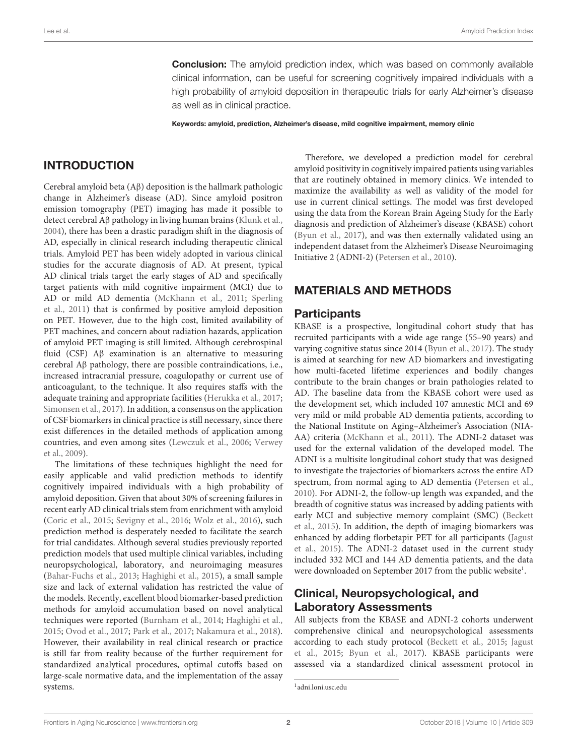**Conclusion:** The amyloid prediction index, which was based on commonly available clinical information, can be useful for screening cognitively impaired individuals with a high probability of amyloid deposition in therapeutic trials for early Alzheimer's disease as well as in clinical practice.

**Keywords: amyloid, prediction, Alzheimer's disease, mild cognitive impairment, memory clinic**

## INTRODUCTION

Cerebral amyloid beta (Aβ) deposition is the hallmark pathologic change in Alzheimer's disease (AD). Since amyloid positron emission tomography (PET) imaging has made it possible to detect cerebral Aβ pathology in living human brains (Klunk et al., 2004), there has been a drastic paradigm shift in the diagnosis of AD, especially in clinical research including therapeutic clinical trials. Amyloid PET has been widely adopted in various clinical studies for the accurate diagnosis of AD. At present, typical AD clinical trials target the early stages of AD and specifically target patients with mild cognitive impairment (MCI) due to AD or mild AD dementia (McKhann et al., 2011; Sperling et al., 2011) that is confirmed by positive amyloid deposition on PET. However, due to the high cost, limited availability of PET machines, and concern about radiation hazards, application of amyloid PET imaging is still limited. Although cerebrospinal fluid (CSF) Aβ examination is an alternative to measuring cerebral Aβ pathology, there are possible contraindications, i.e., increased intracranial pressure, coagulopathy or current use of anticoagulant, to the technique. It also requires staffs with the adequate training and appropriate facilities (Herukka et al., 2017; Simonsen et al., 2017). In addition, a consensus on the application of CSF biomarkers in clinical practice is still necessary, since there exist differences in the detailed methods of application among countries, and even among sites (Lewczuk et al., 2006; Verwey et al., 2009).

The limitations of these techniques highlight the need for easily applicable and valid prediction methods to identify cognitively impaired individuals with a high probability of amyloid deposition. Given that about 30% of screening failures in recent early AD clinical trials stem from enrichment with amyloid (Coric et al., 2015; Sevigny et al., 2016; Wolz et al., 2016), such prediction method is desperately needed to facilitate the search for trial candidates. Although several studies previously reported prediction models that used multiple clinical variables, including neuropsychological, laboratory, and neuroimaging measures (Bahar-Fuchs et al., 2013; Haghighi et al., 2015), a small sample size and lack of external validation has restricted the value of the models. Recently, excellent blood biomarker-based prediction methods for amyloid accumulation based on novel analytical techniques were reported (Burnham et al., 2014; Haghighi et al., 2015; Ovod et al., 2017; Park et al., 2017; Nakamura et al., 2018). However, their availability in real clinical research or practice is still far from reality because of the further requirement for standardized analytical procedures, optimal cutoffs based on large-scale normative data, and the implementation of the assay systems.

Therefore, we developed a prediction model for cerebral amyloid positivity in cognitively impaired patients using variables that are routinely obtained in memory clinics. We intended to maximize the availability as well as validity of the model for use in current clinical settings. The model was first developed using the data from the Korean Brain Ageing Study for the Early diagnosis and prediction of Alzheimer's disease (KBASE) cohort (Byun et al., 2017), and was then externally validated using an independent dataset from the Alzheimer's Disease Neuroimaging Initiative 2 (ADNI-2) (Petersen et al., 2010).

## MATERIALS AND METHODS

### Participants

KBASE is a prospective, longitudinal cohort study that has recruited participants with a wide age range (55–90 years) and varying cognitive status since 2014 (Byun et al., 2017). The study is aimed at searching for new AD biomarkers and investigating how multi-faceted lifetime experiences and bodily changes contribute to the brain changes or brain pathologies related to AD. The baseline data from the KBASE cohort were used as the development set, which included 107 amnestic MCI and 69 very mild or mild probable AD dementia patients, according to the National Institute on Aging–Alzheimer's Association (NIA-AA) criteria (McKhann et al., 2011). The ADNI-2 dataset was used for the external validation of the developed model. The ADNI is a multisite longitudinal cohort study that was designed to investigate the trajectories of biomarkers across the entire AD spectrum, from normal aging to AD dementia (Petersen et al., 2010). For ADNI-2, the follow-up length was expanded, and the breadth of cognitive status was increased by adding patients with early MCI and subjective memory complaint (SMC) (Beckett et al., 2015). In addition, the depth of imaging biomarkers was enhanced by adding florbetapir PET for all participants (Jagust et al., 2015). The ADNI-2 dataset used in the current study included 332 MCI and 144 AD dementia patients, and the data were downloaded on September 2017 from the public website[1].

### Clinical, Neuropsychological, and Laboratory Assessments

All subjects from the KBASE and ADNI-2 cohorts underwent comprehensive clinical and neuropsychological assessments according to each study protocol (Beckett et al., 2015; Jagust et al., 2015; Byun et al., 2017). KBASE participants were assessed via a standardized clinical assessment protocol in

[1] adni.loni.usc.edu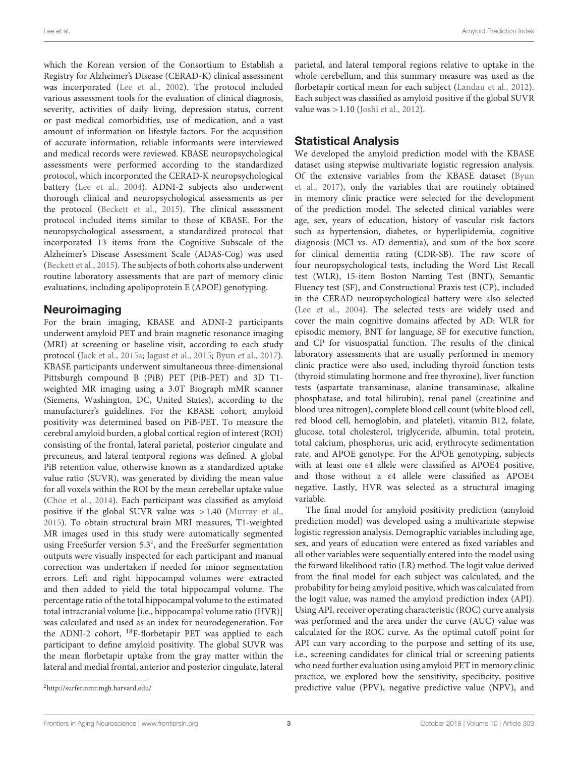which the Korean version of the Consortium to Establish a Registry for Alzheimer's Disease (CERAD-K) clinical assessment was incorporated (Lee et al., 2002). The protocol included various assessment tools for the evaluation of clinical diagnosis, severity, activities of daily living, depression status, current or past medical comorbidities, use of medication, and a vast amount of information on lifestyle factors. For the acquisition of accurate information, reliable informants were interviewed and medical records were reviewed. KBASE neuropsychological assessments were performed according to the standardized protocol, which incorporated the CERAD-K neuropsychological battery (Lee et al., 2004). ADNI-2 subjects also underwent thorough clinical and neuropsychological assessments as per the protocol (Beckett et al., 2015). The clinical assessment protocol included items similar to those of KBASE. For the neuropsychological assessment, a standardized protocol that incorporated 13 items from the Cognitive Subscale of the Alzheimer's Disease Assessment Scale (ADAS-Cog) was used (Beckett et al., 2015). The subjects of both cohorts also underwent routine laboratory assessments that are part of memory clinic evaluations, including apolipoprotein E (APOE) genotyping.

## Neuroimaging

For the brain imaging, KBASE and ADNI-2 participants underwent amyloid PET and brain magnetic resonance imaging (MRI) at screening or baseline visit, according to each study protocol (Jack et al., 2015a; Jagust et al., 2015; Byun et al., 2017). KBASE participants underwent simultaneous three-dimensional Pittsburgh compound B (PiB) PET (PiB-PET) and 3D T1-weighted MR imaging using a 3.0T Biograph mMR scanner (Siemens, Washington, DC, United States), according to the manufacturer's guidelines. For the KBASE cohort, amyloid positivity was determined based on PiB-PET. To measure the cerebral amyloid burden, a global cortical region of interest (ROI) consisting of the frontal, lateral parietal, posterior cingulate and precuneus, and lateral temporal regions was defined. A global PiB retention value, otherwise known as a standardized uptake value ratio (SUVR), was generated by dividing the mean value for all voxels within the ROI by the mean cerebellar uptake value (Choe et al., 2014). Each participant was classified as amyloid positive if the global SUVR value was $>1.40$ (Murray et al., 2015). To obtain structural brain MRI measures, T1-weighted MR images used in this study were automatically segmented using FreeSurfer version 5.3[2], and the FreeSurfer segmentation outputs were visually inspected for each participant and manual correction was undertaken if needed for minor segmentation errors. Left and right hippocampal volumes were extracted and then added to yield the total hippocampal volume. The percentage ratio of the total hippocampal volume to the estimated total intracranial volume [i.e., hippocampal volume ratio (HVR)] was calculated and used as an index for neurodegeneration. For the ADNI-2 cohort, $^{18}$F-florbetapir PET was applied to each participant to define amyloid positivity. The global SUVR was the mean florbetapir uptake from the gray matter within the lateral and medial frontal, anterior and posterior cingulate, lateral parietal, and lateral temporal regions relative to uptake in the whole cerebellum, and this summary measure was used as the florbetapir cortical mean for each subject (Landau et al., 2012). Each subject was classified as amyloid positive if the global SUVR value was $>1.10$ (Joshi et al., 2012).

[2]http://surfer.nmr.mgh.harvard.edu/

## Statistical Analysis

We developed the amyloid prediction model with the KBASE dataset using stepwise multivariate logistic regression analysis. Of the extensive variables from the KBASE dataset (Byun et al., 2017), only the variables that are routinely obtained in memory clinic practice were selected for the development of the prediction model. The selected clinical variables were age, sex, years of education, history of vascular risk factors such as hypertension, diabetes, or hyperlipidemia, cognitive diagnosis (MCI vs. AD dementia), and sum of the box score for clinical dementia rating (CDR-SB). The raw score of four neuropsychological tests, including the Word List Recall test (WLR), 15-item Boston Naming Test (BNT), Semantic Fluency test (SF), and Constructional Praxis test (CP), included in the CERAD neuropsychological battery were also selected (Lee et al., 2004). The selected tests are widely used and cover the main cognitive domains affected by AD: WLR for episodic memory, BNT for language, SF for executive function, and CP for visuospatial function. The results of the clinical laboratory assessments that are usually performed in memory clinic practice were also used, including thyroid function tests (thyroid stimulating hormone and free thyroxine), liver function tests (aspartate transaminase, alanine transaminase, alkaline phosphatase, and total bilirubin), renal panel (creatinine and blood urea nitrogen), complete blood cell count (white blood cell, red blood cell, hemoglobin, and platelet), vitamin B12, folate, glucose, total cholesterol, triglyceride, albumin, total protein, total calcium, phosphorus, uric acid, erythrocyte sedimentation rate, and APOE genotype. For the APOE genotyping, subjects with at least one ε4 allele were classified as APOE4 positive, and those without a ε4 allele were classified as APOE4 negative. Lastly, HVR was selected as a structural imaging variable.

The final model for amyloid positivity prediction (amyloid prediction model) was developed using a multivariate stepwise logistic regression analysis. Demographic variables including age, sex, and years of education were entered as fixed variables and all other variables were sequentially entered into the model using the forward likelihood ratio (LR) method. The logit value derived from the final model for each subject was calculated, and the probability for being amyloid positive, which was calculated from the logit value, was named the amyloid prediction index (API). Using API, receiver operating characteristic (ROC) curve analysis was performed and the area under the curve (AUC) value was calculated for the ROC curve. As the optimal cutoff point for API can vary according to the purpose and setting of its use, i.e., screening candidates for clinical trial or screening patients who need further evaluation using amyloid PET in memory clinic practice, we explored how the sensitivity, specificity, positive predictive value (PPV), negative predictive value (NPV), and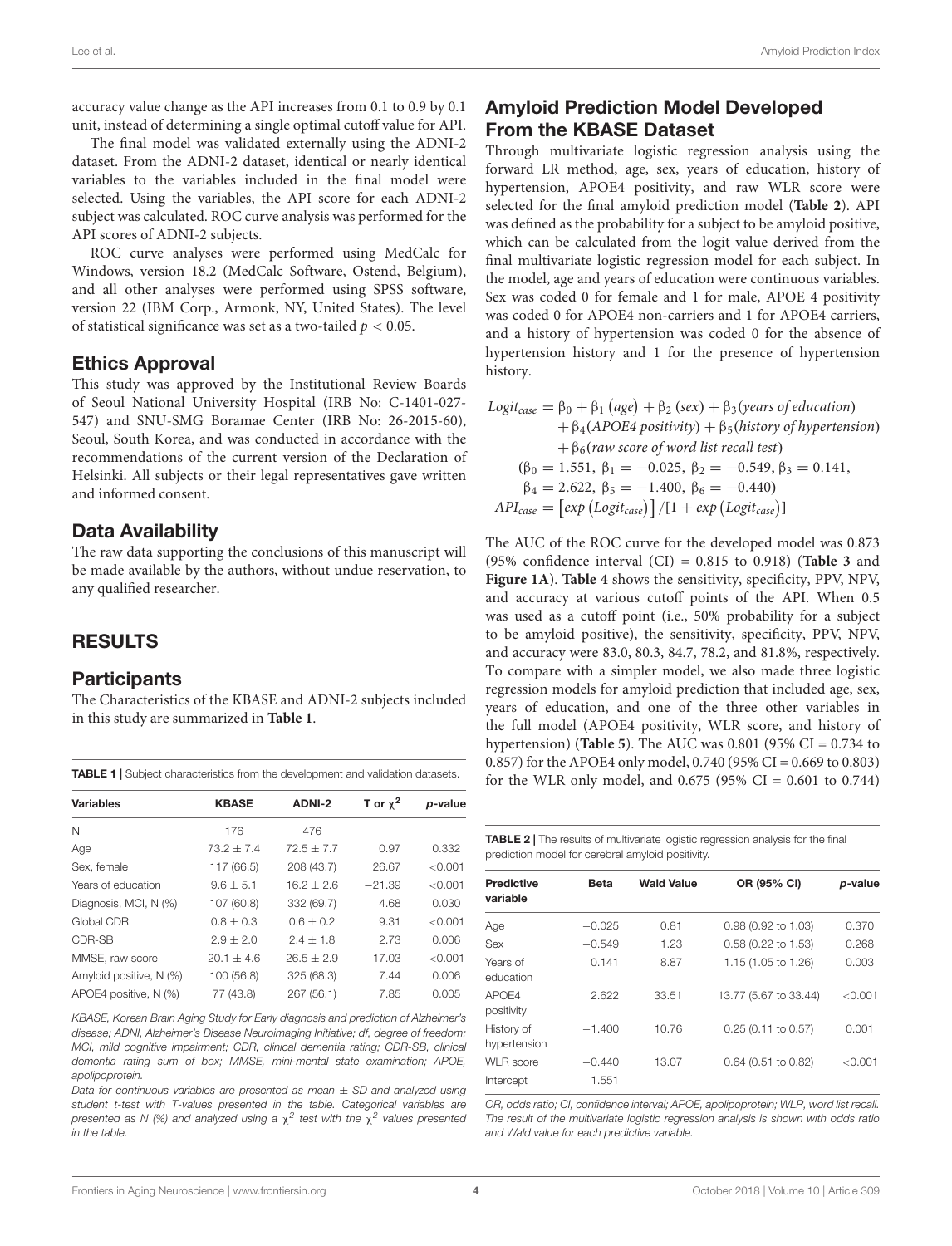accuracy value change as the API increases from 0.1 to 0.9 by 0.1 unit, instead of determining a single optimal cutoff value for API.

The final model was validated externally using the ADNI-2 dataset. From the ADNI-2 dataset, identical or nearly identical variables to the variables included in the final model were selected. Using the variables, the API score for each ADNI-2 subject was calculated. ROC curve analysis was performed for the API scores of ADNI-2 subjects.

ROC curve analyses were performed using MedCalc for Windows, version 18.2 (MedCalc Software, Ostend, Belgium), and all other analyses were performed using SPSS software, version 22 (IBM Corp., Armonk, NY, United States). The level of statistical significance was set as a two-tailed $p < 0.05$.

## Ethics Approval

This study was approved by the Institutional Review Boards of Seoul National University Hospital (IRB No: C-1401-027-547) and SNU-SMG Boramae Center (IRB No: 26-2015-60), Seoul, South Korea, and was conducted in accordance with the recommendations of the current version of the Declaration of Helsinki. All subjects or their legal representatives gave written and informed consent.

## Data Availability

The raw data supporting the conclusions of this manuscript will be made available by the authors, without undue reservation, to any qualified researcher.

# RESULTS

## Participants

The Characteristics of the KBASE and ADNI-2 subjects included in this study are summarized in **Table 1**.

**TABLE 1** | Subject characteristics from the development and validation datasets.

| Variables | KBASE | ADNI-2 | T or $\chi^2$ | *p*-value |
|---|---|---|---|---|
| N | 176 | 476 | | |
| Age | 73.2 ± 7.4 | 72.5 ± 7.7 | 0.97 | 0.332 |
| Sex, female | 117 (66.5) | 208 (43.7) | 26.67 | <0.001 |
| Years of education | 9.6 ± 5.1 | 16.2 ± 2.6 | −21.39 | <0.001 |
| Diagnosis, MCI, N (%) | 107 (60.8) | 332 (69.7) | 4.68 | 0.030 |
| Global CDR | 0.8 ± 0.3 | 0.6 ± 0.2 | 9.31 | <0.001 |
| CDR-SB | 2.9 ± 2.0 | 2.4 ± 1.8 | 2.73 | 0.006 |
| MMSE, raw score | 20.1 ± 4.6 | 26.5 ± 2.9 | −17.03 | <0.001 |
| Amyloid positive, N (%) | 100 (56.8) | 325 (68.3) | 7.44 | 0.006 |
| APOE4 positive, N (%) | 77 (43.8) | 267 (56.1) | 7.85 | 0.005 |

*KBASE, Korean Brain Aging Study for Early diagnosis and prediction of Alzheimer's disease; ADNI, Alzheimer's Disease Neuroimaging Initiative; df, degree of freedom; MCI, mild cognitive impairment; CDR, clinical dementia rating; CDR-SB, clinical dementia rating sum of box; MMSE, mini-mental state examination; APOE, apolipoprotein.*

*Data for continuous variables are presented as mean ± SD and analyzed using student t-test with T-values presented in the table. Categorical variables are presented as N (%) and analyzed using a $\chi^2$ test with the $\chi^2$ values presented in the table.*

## Amyloid Prediction Model Developed From the KBASE Dataset

Through multivariate logistic regression analysis using the forward LR method, age, sex, years of education, history of hypertension, APOE4 positivity, and raw WLR score were selected for the final amyloid prediction model (**Table 2**). API was defined as the probability for a subject to be amyloid positive, which can be calculated from the logit value derived from the final multivariate logistic regression model for each subject. In the model, age and years of education were continuous variables. Sex was coded 0 for female and 1 for male, APOE 4 positivity was coded 0 for APOE4 non-carriers and 1 for APOE4 carriers, and a history of hypertension was coded 0 for the absence of hypertension history and 1 for the presence of hypertension history.

$$
\begin{aligned}
Logit_{case} &= \beta_0 + \beta_1\,(age) + \beta_2\,(sex) + \beta_3(years\ of\ education) \\
&\quad + \beta_4(APOE4\ positivity) + \beta_5(history\ of\ hypertension) \\
&\quad + \beta_6(raw\ score\ of\ word\ list\ recall\ test) \\
&(\beta_0 = 1.551,\ \beta_1 = -0.025,\ \beta_2 = -0.549,\ \beta_3 = 0.141, \\
&\quad \beta_4 = 2.622,\ \beta_5 = -1.400,\ \beta_6 = -0.440) \\
API_{case} &= \left[exp\left(Logit_{case}\right)\right] / [1 + exp\left(Logit_{case}\right)]
\end{aligned}
$$

The AUC of the ROC curve for the developed model was 0.873 (95% confidence interval (CI) = 0.815 to 0.918) (**Table 3** and **Figure 1A**). **Table 4** shows the sensitivity, specificity, PPV, NPV, and accuracy at various cutoff points of the API. When 0.5 was used as a cutoff point (i.e., 50% probability for a subject to be amyloid positive), the sensitivity, specificity, PPV, NPV, and accuracy were 83.0, 80.3, 84.7, 78.2, and 81.8%, respectively. To compare with a simpler model, we also made three logistic regression models for amyloid prediction that included age, sex, years of education, and one of the three other variables in the full model (APOE4 positivity, WLR score, and history of hypertension) (**Table 5**). The AUC was 0.801 (95% CI = 0.734 to 0.857) for the APOE4 only model, 0.740 (95% CI = 0.669 to 0.803) for the WLR only model, and 0.675 (95% CI = 0.601 to 0.744)

**TABLE 2** | The results of multivariate logistic regression analysis for the final prediction model for cerebral amyloid positivity.

| Predictive variable | Beta | Wald Value | OR (95% CI) | *p*-value |
|---|---|---|---|---|
| Age | −0.025 | 0.81 | 0.98 (0.92 to 1.03) | 0.370 |
| Sex | −0.549 | 1.23 | 0.58 (0.22 to 1.53) | 0.268 |
| Years of education | 0.141 | 8.87 | 1.15 (1.05 to 1.26) | 0.003 |
| APOE4 positivity | 2.622 | 33.51 | 13.77 (5.67 to 33.44) | <0.001 |
| History of hypertension | −1.400 | 10.76 | 0.25 (0.11 to 0.57) | 0.001 |
| WLR score | −0.440 | 13.07 | 0.64 (0.51 to 0.82) | <0.001 |
| Intercept | 1.551 | | | |

*OR, odds ratio; CI, confidence interval; APOE, apolipoprotein; WLR, word list recall. The result of the multivariate logistic regression analysis is shown with odds ratio and Wald value for each predictive variable.*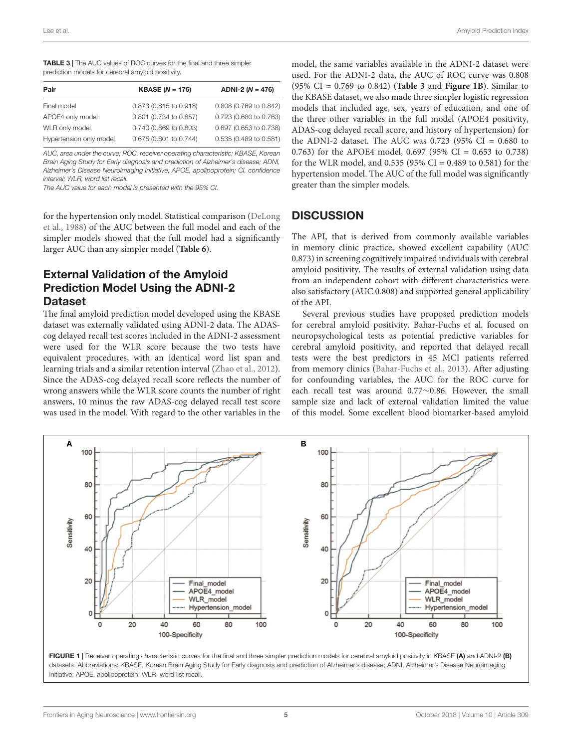**TABLE 3 |** The AUC values of ROC curves for the final and three simpler prediction models for cerebral amyloid positivity.

| Pair | KBASE (*N* = 176) | ADNI-2 (*N* = 476) |
|---|---|---|
| Final model | 0.873 (0.815 to 0.918) | 0.808 (0.769 to 0.842) |
| APOE4 only model | 0.801 (0.734 to 0.857) | 0.723 (0.680 to 0.763) |
| WLR only model | 0.740 (0.669 to 0.803) | 0.697 (0.653 to 0.738) |
| Hypertension only model | 0.675 (0.601 to 0.744) | 0.535 (0.489 to 0.581) |

*AUC, area under the curve; ROC, receiver operating characteristic; KBASE, Korean Brain Aging Study for Early diagnosis and prediction of Alzheimer's disease; ADNI, Alzheimer's Disease Neuroimaging Initiative; APOE, apolipoprotein; CI, confidence interval; WLR, word list recall.*
*The AUC value for each model is presented with the 95% CI.*

for the hypertension only model. Statistical comparison (DeLong et al., 1988) of the AUC between the full model and each of the simpler models showed that the full model had a significantly larger AUC than any simpler model (**Table 6**).

## External Validation of the Amyloid Prediction Model Using the ADNI-2 Dataset

The final amyloid prediction model developed using the KBASE dataset was externally validated using ADNI-2 data. The ADAS-cog delayed recall test scores included in the ADNI-2 assessment were used for the WLR score because the two tests have equivalent procedures, with an identical word list span and learning trials and a similar retention interval (Zhao et al., 2012). Since the ADAS-cog delayed recall score reflects the number of wrong answers while the WLR score counts the number of right answers, 10 minus the raw ADAS-cog delayed recall test score was used in the model. With regard to the other variables in the model, the same variables available in the ADNI-2 dataset were used. For the ADNI-2 data, the AUC of ROC curve was 0.808 (95% CI = 0.769 to 0.842) (**Table 3** and **Figure 1B**). Similar to the KBASE dataset, we also made three simpler logistic regression models that included age, sex, years of education, and one of the three other variables in the full model (APOE4 positivity, ADAS-cog delayed recall score, and history of hypertension) for the ADNI-2 dataset. The AUC was 0.723 (95% CI = 0.680 to 0.763) for the APOE4 model, 0.697 (95% CI = 0.653 to 0.738) for the WLR model, and 0.535 (95% CI = 0.489 to 0.581) for the hypertension model. The AUC of the full model was significantly greater than the simpler models.

## DISCUSSION

The API, that is derived from commonly available variables in memory clinic practice, showed excellent capability (AUC 0.873) in screening cognitively impaired individuals with cerebral amyloid positivity. The results of external validation using data from an independent cohort with different characteristics were also satisfactory (AUC 0.808) and supported general applicability of the API.

Several previous studies have proposed prediction models for cerebral amyloid positivity. Bahar-Fuchs et al. focused on neuropsychological tests as potential predictive variables for cerebral amyloid positivity, and reported that delayed recall tests were the best predictors in 45 MCI patients referred from memory clinics (Bahar-Fuchs et al., 2013). After adjusting for confounding variables, the AUC for the ROC curve for each recall test was around 0.77~0.86. However, the small sample size and lack of external validation limited the value of this model. Some excellent blood biomarker-based amyloid

**FIGURE 1 |** Receiver operating characteristic curves for the final and three simpler prediction models for cerebral amyloid positivity in KBASE **(A)** and ADNI-2 **(B)** datasets. Abbreviations: KBASE, Korean Brain Aging Study for Early diagnosis and prediction of Alzheimer's disease; ADNI, Alzheimer's Disease Neuroimaging Initiative; APOE, apolipoprotein; WLR, word list recall.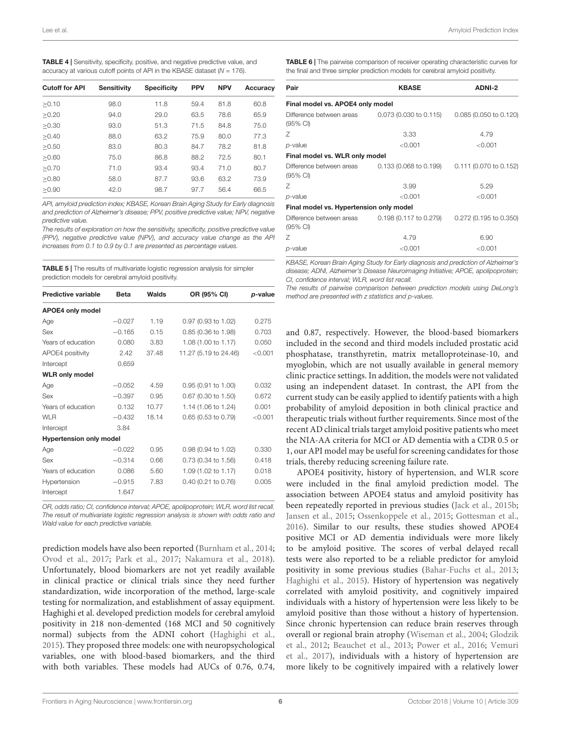**TABLE 4 |** Sensitivity, specificity, positive, and negative predictive value, and accuracy at various cutoff points of API in the KBASE dataset (*N* = 176).

| Cutoff for API | Sensitivity | Specificity | PPV | NPV | Accuracy |
|---|---|---|---|---|---|
| ≥0.10 | 98.0 | 11.8 | 59.4 | 81.8 | 60.8 |
| ≥0.20 | 94.0 | 29.0 | 63.5 | 78.6 | 65.9 |
| ≥0.30 | 93.0 | 51.3 | 71.5 | 84.8 | 75.0 |
| ≥0.40 | 88.0 | 63.2 | 75.9 | 80.0 | 77.3 |
| ≥0.50 | 83.0 | 80.3 | 84.7 | 78.2 | 81.8 |
| ≥0.60 | 75.0 | 86.8 | 88.2 | 72.5 | 80.1 |
| ≥0.70 | 71.0 | 93.4 | 93.4 | 71.0 | 80.7 |
| ≥0.80 | 58.0 | 87.7 | 93.6 | 63.2 | 73.9 |
| ≥0.90 | 42.0 | 98.7 | 97.7 | 56.4 | 66.5 |

*API, amyloid prediction index; KBASE, Korean Brain Aging Study for Early diagnosis and prediction of Alzheimer's disease; PPV, positive predictive value; NPV, negative predictive value.*

*The results of exploration on how the sensitivity, specificity, positive predictive value (PPV), negative predictive value (NPV), and accuracy value change as the API increases from 0.1 to 0.9 by 0.1 are presented as percentage values.*

**TABLE 5 |** The results of multivariate logistic regression analysis for simpler prediction models for cerebral amyloid positivity.

| Predictive variable | Beta | Walds | OR (95% CI) | *p*-value |
|---|---|---|---|---|
| **APOE4 only model** | | | | |
| Age | −0.027 | 1.19 | 0.97 (0.93 to 1.02) | 0.275 |
| Sex | −0.165 | 0.15 | 0.85 (0.36 to 1.98) | 0.703 |
| Years of education | 0.080 | 3.83 | 1.08 (1.00 to 1.17) | 0.050 |
| APOE4 positivity | 2.42 | 37.48 | 11.27 (5.19 to 24.46) | <0.001 |
| Intercept | 0.659 | | | |
| **WLR only model** | | | | |
| Age | −0.052 | 4.59 | 0.95 (0.91 to 1.00) | 0.032 |
| Sex | −0.397 | 0.95 | 0.67 (0.30 to 1.50) | 0.672 |
| Years of education | 0.132 | 10.77 | 1.14 (1.06 to 1.24) | 0.001 |
| WLR | −0.432 | 18.14 | 0.65 (0.53 to 0.79) | <0.001 |
| Intercept | 3.84 | | | |
| **Hypertension only model** | | | | |
| Age | −0.022 | 0.95 | 0.98 (0.94 to 1.02) | 0.330 |
| Sex | −0.314 | 0.66 | 0.73 (0.34 to 1.56) | 0.418 |
| Years of education | 0.086 | 5.60 | 1.09 (1.02 to 1.17) | 0.018 |
| Hypertension | −0.915 | 7.83 | 0.40 (0.21 to 0.76) | 0.005 |
| Intercept | 1.647 | | | |

*OR, odds ratio; CI, confidence interval; APOE, apolipoprotein; WLR, word list recall.*
*The result of multivariate logistic regression analysis is shown with odds ratio and Wald value for each predictive variable.*

**TABLE 6 |** The pairwise comparison of receiver operating characteristic curves for the final and three simpler prediction models for cerebral amyloid positivity.

| Pair | KBASE | ADNI-2 |
|---|---|---|
| **Final model vs. APOE4 only model** | | |
| Difference between areas (95% CI) | 0.073 (0.030 to 0.115) | 0.085 (0.050 to 0.120) |
| Z | 3.33 | 4.79 |
| *p*-value | <0.001 | <0.001 |
| **Final model vs. WLR only model** | | |
| Difference between areas (95% CI) | 0.133 (0.068 to 0.199) | 0.111 (0.070 to 0.152) |
| Z | 3.99 | 5.29 |
| *p*-value | <0.001 | <0.001 |
| **Final model vs. Hypertension only model** | | |
| Difference between areas (95% CI) | 0.198 (0.117 to 0.279) | 0.272 (0.195 to 0.350) |
| Z | 4.79 | 6.90 |
| *p*-value | <0.001 | <0.001 |

*KBASE, Korean Brain Aging Study for Early diagnosis and prediction of Alzheimer's disease; ADNI, Alzheimer's Disease Neuroimaging Initiative; APOE, apolipoprotein; CI, confidence interval; WLR, word list recall.*
*The results of pairwise comparison between prediction models using DeLong's method are presented with z statistics and p-values.*

prediction models have also been reported (Burnham et al., 2014; Ovod et al., 2017; Park et al., 2017; Nakamura et al., 2018). Unfortunately, blood biomarkers are not yet readily available in clinical practice or clinical trials since they need further standardization, wide incorporation of the method, large-scale testing for normalization, and establishment of assay equipment. Haghighi et al. developed prediction models for cerebral amyloid positivity in 218 non-demented (168 MCI and 50 cognitively normal) subjects from the ADNI cohort (Haghighi et al., 2015). They proposed three models: one with neuropsychological variables, one with blood-based biomarkers, and the third with both variables. These models had AUCs of 0.76, 0.74, and 0.87, respectively. However, the blood-based biomarkers included in the second and third models included prostatic acid phosphatase, transthyretin, matrix metalloproteinase-10, and myoglobin, which are not usually available in general memory clinic practice settings. In addition, the models were not validated using an independent dataset. In contrast, the API from the current study can be easily applied to identify patients with a high probability of amyloid deposition in both clinical practice and therapeutic trials without further requirements. Since most of the recent AD clinical trials target amyloid positive patients who meet the NIA-AA criteria for MCI or AD dementia with a CDR 0.5 or 1, our API model may be useful for screening candidates for those trials, thereby reducing screening failure rate.

APOE4 positivity, history of hypertension, and WLR score were included in the final amyloid prediction model. The association between APOE4 status and amyloid positivity has been repeatedly reported in previous studies (Jack et al., 2015b; Jansen et al., 2015; Ossenkoppele et al., 2015; Gottesman et al., 2016). Similar to our results, these studies showed APOE4 positive MCI or AD dementia individuals were more likely to be amyloid positive. The scores of verbal delayed recall tests were also reported to be a reliable predictor for amyloid positivity in some previous studies (Bahar-Fuchs et al., 2013; Haghighi et al., 2015). History of hypertension was negatively correlated with amyloid positivity, and cognitively impaired individuals with a history of hypertension were less likely to be amyloid positive than those without a history of hypertension. Since chronic hypertension can reduce brain reserves through overall or regional brain atrophy (Wiseman et al., 2004; Glodzik et al., 2012; Beauchet et al., 2013; Power et al., 2016; Vemuri et al., 2017), individuals with a history of hypertension are more likely to be cognitively impaired with a relatively lower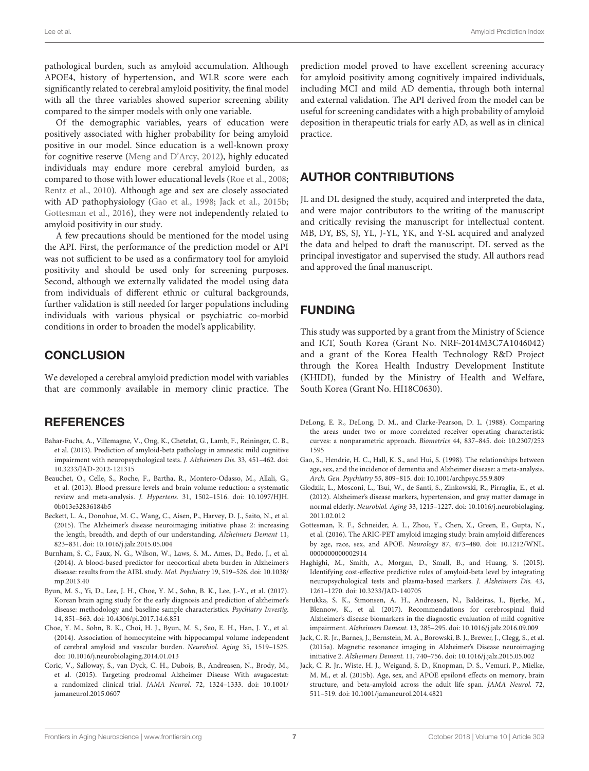pathological burden, such as amyloid accumulation. Although APOE4, history of hypertension, and WLR score were each significantly related to cerebral amyloid positivity, the final model with all the three variables showed superior screening ability compared to the simper models with only one variable.

Of the demographic variables, years of education were positively associated with higher probability for being amyloid positive in our model. Since education is a well-known proxy for cognitive reserve (Meng and D'Arcy, 2012), highly educated individuals may endure more cerebral amyloid burden, as compared to those with lower educational levels (Roe et al., 2008; Rentz et al., 2010). Although age and sex are closely associated with AD pathophysiology (Gao et al., 1998; Jack et al., 2015b; Gottesman et al., 2016), they were not independently related to amyloid positivity in our study.

A few precautions should be mentioned for the model using the API. First, the performance of the prediction model or API was not sufficient to be used as a confirmatory tool for amyloid positivity and should be used only for screening purposes. Second, although we externally validated the model using data from individuals of different ethnic or cultural backgrounds, further validation is still needed for larger populations including individuals with various physical or psychiatric co-morbid conditions in order to broaden the model's applicability.

## CONCLUSION

We developed a cerebral amyloid prediction model with variables that are commonly available in memory clinic practice. The prediction model proved to have excellent screening accuracy for amyloid positivity among cognitively impaired individuals, including MCI and mild AD dementia, through both internal and external validation. The API derived from the model can be useful for screening candidates with a high probability of amyloid deposition in therapeutic trials for early AD, as well as in clinical practice.

## AUTHOR CONTRIBUTIONS

JL and DL designed the study, acquired and interpreted the data, and were major contributors to the writing of the manuscript and critically revising the manuscript for intellectual content. MB, DY, BS, SJ, YL, J-YL, YK, and Y-SL acquired and analyzed the data and helped to draft the manuscript. DL served as the principal investigator and supervised the study. All authors read and approved the final manuscript.

## FUNDING

This study was supported by a grant from the Ministry of Science and ICT, South Korea (Grant No. NRF-2014M3C7A1046042) and a grant of the Korea Health Technology R&D Project through the Korea Health Industry Development Institute (KHIDI), funded by the Ministry of Health and Welfare, South Korea (Grant No. HI18C0630).

## REFERENCES

Bahar-Fuchs, A., Villemagne, V., Ong, K., Chetelat, G., Lamb, F., Reininger, C. B., et al. (2013). Prediction of amyloid-beta pathology in amnestic mild cognitive impairment with neuropsychological tests. *J. Alzheimers Dis.* 33, 451–462. doi: 10.3233/JAD-2012-121315

Beauchet, O., Celle, S., Roche, F., Bartha, R., Montero-Odasso, M., Allali, G., et al. (2013). Blood pressure levels and brain volume reduction: a systematic review and meta-analysis. *J. Hypertens.* 31, 1502–1516. doi: 10.1097/HJH.0b013e32836184b5

Beckett, L. A., Donohue, M. C., Wang, C., Aisen, P., Harvey, D. J., Saito, N., et al. (2015). The Alzheimer's disease neuroimaging initiative phase 2: increasing the length, breadth, and depth of our understanding. *Alzheimers Dement* 11, 823–831. doi: 10.1016/j.jalz.2015.05.004

Burnham, S. C., Faux, N. G., Wilson, W., Laws, S. M., Ames, D., Bedo, J., et al. (2014). A blood-based predictor for neocortical abeta burden in Alzheimer's disease: results from the AIBL study. *Mol. Psychiatry* 19, 519–526. doi: 10.1038/mp.2013.40

Byun, M. S., Yi, D., Lee, J. H., Choe, Y. M., Sohn, B. K., Lee, J.-Y., et al. (2017). Korean brain aging study for the early diagnosis and prediction of alzheimer's disease: methodology and baseline sample characteristics. *Psychiatry Investig.* 14, 851–863. doi: 10.4306/pi.2017.14.6.851

Choe, Y. M., Sohn, B. K., Choi, H. J., Byun, M. S., Seo, E. H., Han, J. Y., et al. (2014). Association of homocysteine with hippocampal volume independent of cerebral amyloid and vascular burden. *Neurobiol. Aging* 35, 1519–1525. doi: 10.1016/j.neurobiolaging.2014.01.013

Coric, V., Salloway, S., van Dyck, C. H., Dubois, B., Andreasen, N., Brody, M., et al. (2015). Targeting prodromal Alzheimer Disease With avagacestat: a randomized clinical trial. *JAMA Neurol.* 72, 1324–1333. doi: 10.1001/jamaneurol.2015.0607

DeLong, E. R., DeLong, D. M., and Clarke-Pearson, D. L. (1988). Comparing the areas under two or more correlated receiver operating characteristic curves: a nonparametric approach. *Biometrics* 44, 837–845. doi: 10.2307/2531595

Gao, S., Hendrie, H. C., Hall, K. S., and Hui, S. (1998). The relationships between age, sex, and the incidence of dementia and Alzheimer disease: a meta-analysis. *Arch. Gen. Psychiatry* 55, 809–815. doi: 10.1001/archpsyc.55.9.809

Glodzik, L., Mosconi, L., Tsui, W., de Santi, S., Zinkowski, R., Pirraglia, E., et al. (2012). Alzheimer's disease markers, hypertension, and gray matter damage in normal elderly. *Neurobiol. Aging* 33, 1215–1227. doi: 10.1016/j.neurobiolaging.2011.02.012

Gottesman, R. F., Schneider, A. L., Zhou, Y., Chen, X., Green, E., Gupta, N., et al. (2016). The ARIC-PET amyloid imaging study: brain amyloid differences by age, race, sex, and APOE. *Neurology* 87, 473–480. doi: 10.1212/WNL.0000000000002914

Haghighi, M., Smith, A., Morgan, D., Small, B., and Huang, S. (2015). Identifying cost-effective predictive rules of amyloid-beta level by integrating neuropsychological tests and plasma-based markers. *J. Alzheimers Dis.* 43, 1261–1270. doi: 10.3233/JAD-140705

Herukka, S. K., Simonsen, A. H., Andreasen, N., Baldeiras, I., Bjerke, M., Blennow, K., et al. (2017). Recommendations for cerebrospinal fluid Alzheimer's disease biomarkers in the diagnostic evaluation of mild cognitive impairment. *Alzheimers Dement.* 13, 285–295. doi: 10.1016/j.jalz.2016.09.009

Jack, C. R. Jr., Barnes, J., Bernstein, M. A., Borowski, B. J., Brewer, J., Clegg, S., et al. (2015a). Magnetic resonance imaging in Alzheimer's Disease neuroimaging initiative 2. *Alzheimers Dement.* 11, 740–756. doi: 10.1016/j.jalz.2015.05.002

Jack, C. R. Jr., Wiste, H. J., Weigand, S. D., Knopman, D. S., Vemuri, P., Mielke, M. M., et al. (2015b). Age, sex, and APOE epsilon4 effects on memory, brain structure, and beta-amyloid across the adult life span. *JAMA Neurol.* 72, 511–519. doi: 10.1001/jamaneurol.2014.4821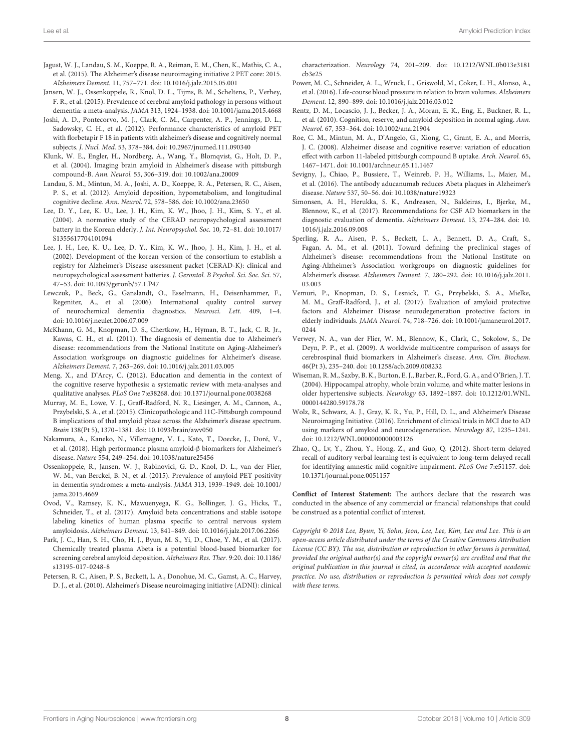Jagust, W. J., Landau, S. M., Koeppe, R. A., Reiman, E. M., Chen, K., Mathis, C. A., et al. (2015). The Alzheimer's disease neuroimaging initiative 2 PET core: 2015. *Alzheimers Dement.* 11, 757–771. doi: 10.1016/j.jalz.2015.05.001

Jansen, W. J., Ossenkoppele, R., Knol, D. L., Tijms, B. M., Scheltens, P., Verhey, F. R., et al. (2015). Prevalence of cerebral amyloid pathology in persons without dementia: a meta-analysis. *JAMA* 313, 1924–1938. doi: 10.1001/jama.2015.4668

Joshi, A. D., Pontecorvo, M. J., Clark, C. M., Carpenter, A. P., Jennings, D. L., Sadowsky, C. H., et al. (2012). Performance characteristics of amyloid PET with florbetapir F 18 in patients with alzheimer's disease and cognitively normal subjects. *J. Nucl. Med.* 53, 378–384. doi: 10.2967/jnumed.111.090340

Klunk, W. E., Engler, H., Nordberg, A., Wang, Y., Blomqvist, G., Holt, D. P., et al. (2004). Imaging brain amyloid in Alzheimer's disease with pittsburgh compound-B. *Ann. Neurol.* 55, 306–319. doi: 10.1002/ana.20009

Landau, S. M., Mintun, M. A., Joshi, A. D., Koeppe, R. A., Petersen, R. C., Aisen, P. S., et al. (2012). Amyloid deposition, hypometabolism, and longitudinal cognitive decline. *Ann. Neurol.* 72, 578–586. doi: 10.1002/ana.23650

Lee, D. Y., Lee, K. U., Lee, J. H., Kim, K. W., Jhoo, J. H., Kim, S. Y., et al. (2004). A normative study of the CERAD neuropsychological assessment battery in the Korean elderly. *J. Int. Neuropsychol. Soc.* 10, 72–81. doi: 10.1017/S1355617704101094

Lee, J. H., Lee, K. U., Lee, D. Y., Kim, K. W., Jhoo, J. H., Kim, J. H., et al. (2002). Development of the korean version of the consortium to establish a registry for Alzheimer's Disease assessment packet (CERAD-K): clinical and neuropsychological assessment batteries. *J. Gerontol. B Psychol. Sci. Soc. Sci.* 57, 47–53. doi: 10.1093/geronb/57.1.P47

Lewczuk, P., Beck, G., Ganslandt, O., Esselmann, H., Deisenhammer, F., Regeniter, A., et al. (2006). International quality control survey of neurochemical dementia diagnostics. *Neurosci. Lett.* 409, 1–4. doi: 10.1016/j.neulet.2006.07.009

McKhann, G. M., Knopman, D. S., Chertkow, H., Hyman, B. T., Jack, C. R. Jr., Kawas, C. H., et al. (2011). The diagnosis of dementia due to Alzheimer's disease: recommendations from the National Institute on Aging-Alzheimer's Association workgroups on diagnostic guidelines for Alzheimer's disease. *Alzheimers Dement.* 7, 263–269. doi: 10.1016/j.jalz.2011.03.005

Meng, X., and D'Arcy, C. (2012). Education and dementia in the context of the cognitive reserve hypothesis: a systematic review with meta-analyses and qualitative analyses. *PLoS One* 7:e38268. doi: 10.1371/journal.pone.0038268

Murray, M. E., Lowe, V. J., Graff-Radford, N. R., Liesinger, A. M., Cannon, A., Przybelski, S. A., et al. (2015). Clinicopathologic and 11C-Pittsburgh compound B implications of thal amyloid phase across the Alzheimer's disease spectrum. *Brain* 138(Pt 5), 1370–1381. doi: 10.1093/brain/awv050

Nakamura, A., Kaneko, N., Villemagne, V. L., Kato, T., Doecke, J., Doré, V., et al. (2018). High performance plasma amyloid-β biomarkers for Alzheimer's disease. *Nature* 554, 249–254. doi: 10.1038/nature25456

Ossenkoppele, R., Jansen, W. J., Rabinovici, G. D., Knol, D. L., van der Flier, W. M., van Berckel, B. N., et al. (2015). Prevalence of amyloid PET positivity in dementia syndromes: a meta-analysis. *JAMA* 313, 1939–1949. doi: 10.1001/jama.2015.4669

Ovod, V., Ramsey, K. N., Mawuenyega, K. G., Bollinger, J. G., Hicks, T., Schneider, T., et al. (2017). Amyloid beta concentrations and stable isotope labeling kinetics of human plasma specific to central nervous system amyloidosis. *Alzheimers Dement.* 13, 841–849. doi: 10.1016/j.jalz.2017.06.2266

Park, J. C., Han, S. H., Cho, H. J., Byun, M. S., Yi, D., Choe, Y. M., et al. (2017). Chemically treated plasma Abeta is a potential blood-based biomarker for screening cerebral amyloid deposition. *Alzheimers Res. Ther.* 9:20. doi: 10.1186/s13195-017-0248-8

Petersen, R. C., Aisen, P. S., Beckett, L. A., Donohue, M. C., Gamst, A. C., Harvey, D. J., et al. (2010). Alzheimer's Disease neuroimaging initiative (ADNI): clinical characterization. *Neurology* 74, 201–209. doi: 10.1212/WNL.0b013e3181cb3e25

Power, M. C., Schneider, A. L., Wruck, L., Griswold, M., Coker, L. H., Alonso, A., et al. (2016). Life-course blood pressure in relation to brain volumes. *Alzheimers Dement.* 12, 890–899. doi: 10.1016/j.jalz.2016.03.012

Rentz, D. M., Locascio, J. J., Becker, J. A., Moran, E. K., Eng, E., Buckner, R. L., et al. (2010). Cognition, reserve, and amyloid deposition in normal aging. *Ann. Neurol.* 67, 353–364. doi: 10.1002/ana.21904

Roe, C. M., Mintun, M. A., D'Angelo, G., Xiong, C., Grant, E. A., and Morris, J. C. (2008). Alzheimer disease and cognitive reserve: variation of education effect with carbon 11-labeled pittsburgh compound B uptake. *Arch. Neurol.* 65, 1467–1471. doi: 10.1001/archneur.65.11.1467

Sevigny, J., Chiao, P., Bussiere, T., Weinreb, P. H., Williams, L., Maier, M., et al. (2016). The antibody aducanumab reduces Abeta plaques in Alzheimer's disease. *Nature* 537, 50–56. doi: 10.1038/nature19323

Simonsen, A. H., Herukka, S. K., Andreasen, N., Baldeiras, I., Bjerke, M., Blennow, K., et al. (2017). Recommendations for CSF AD biomarkers in the diagnostic evaluation of dementia. *Alzheimers Dement.* 13, 274–284. doi: 10.1016/j.jalz.2016.09.008

Sperling, R. A., Aisen, P. S., Beckett, L. A., Bennett, D. A., Craft, S., Fagan, A. M., et al. (2011). Toward defining the preclinical stages of Alzheimer's disease: recommendations from the National Institute on Aging-Alzheimer's Association workgroups on diagnostic guidelines for Alzheimer's disease. *Alzheimers Dement.* 7, 280–292. doi: 10.1016/j.jalz.2011.03.003

Vemuri, P., Knopman, D. S., Lesnick, T. G., Przybelski, S. A., Mielke, M. M., Graff-Radford, J., et al. (2017). Evaluation of amyloid protective factors and Alzheimer Disease neurodegeneration protective factors in elderly individuals. *JAMA Neurol.* 74, 718–726. doi: 10.1001/jamaneurol.2017.0244

Verwey, N. A., van der Flier, W. M., Blennow, K., Clark, C., Sokolow, S., De Deyn, P. P., et al. (2009). A worldwide multicentre comparison of assays for cerebrospinal fluid biomarkers in Alzheimer's disease. *Ann. Clin. Biochem.* 46(Pt 3), 235–240. doi: 10.1258/acb.2009.008232

Wiseman, R. M., Saxby, B. K., Burton, E. J., Barber, R., Ford, G. A., and O'Brien, J. T. (2004). Hippocampal atrophy, whole brain volume, and white matter lesions in older hypertensive subjects. *Neurology* 63, 1892–1897. doi: 10.1212/01.WNL.0000144280.59178.78

Wolz, R., Schwarz, A. J., Gray, K. R., Yu, P., Hill, D. L., and Alzheimer's Disease Neuroimaging Initiative. (2016). Enrichment of clinical trials in MCI due to AD using markers of amyloid and neurodegeneration. *Neurology* 87, 1235–1241. doi: 10.1212/WNL.0000000000003126

Zhao, Q., Lv, Y., Zhou, Y., Hong, Z., and Guo, Q. (2012). Short-term delayed recall of auditory verbal learning test is equivalent to long-term delayed recall for identifying amnestic mild cognitive impairment. *PLoS One* 7:e51157. doi: 10.1371/journal.pone.0051157

**Conflict of Interest Statement:** The authors declare that the research was conducted in the absence of any commercial or financial relationships that could be construed as a potential conflict of interest.

*Copyright © 2018 Lee, Byun, Yi, Sohn, Jeon, Lee, Lee, Kim, Lee and Lee. This is an open-access article distributed under the terms of the Creative Commons Attribution License (CC BY). The use, distribution or reproduction in other forums is permitted, provided the original author(s) and the copyright owner(s) are credited and that the original publication in this journal is cited, in accordance with accepted academic practice. No use, distribution or reproduction is permitted which does not comply with these terms.*